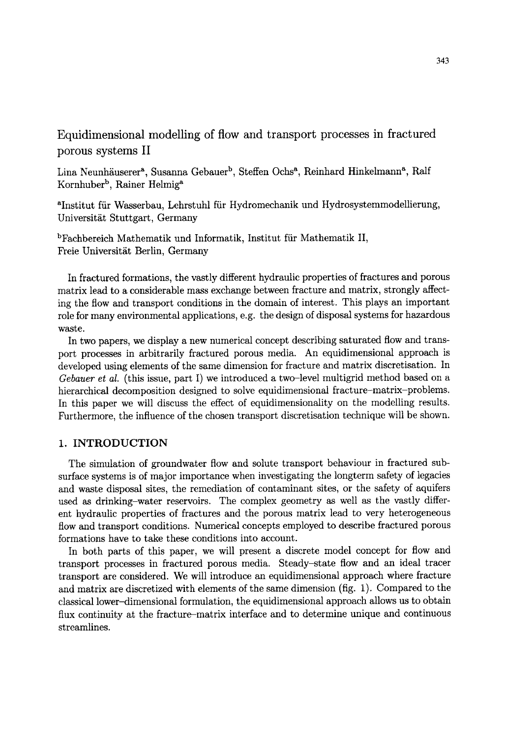# Equidimensional modelling of flow and transport processes in fractured porous systems II

Lina Neunhäuserer[a], Susanna Gebauer[b], Steffen Ochs[a], Reinhard Hinkelmann[a], Ralf Kornhuber[b], Rainer Helmig[a]

[a]Institut für Wasserbau, Lehrstuhl für Hydromechanik und Hydrosystemmodellierung, Universität Stuttgart, Germany

[b]Fachbereich Mathematik und Informatik, Institut für Mathematik II, Freie Universität Berlin, Germany

In fractured formations, the vastly different hydraulic properties of fractures and porous matrix lead to a considerable mass exchange between fracture and matrix, strongly affecting the flow and transport conditions in the domain of interest. This plays an important role for many environmental applications, e.g. the design of disposal systems for hazardous waste.

In two papers, we display a new numerical concept describing saturated flow and transport processes in arbitrarily fractured porous media. An equidimensional approach is developed using elements of the same dimension for fracture and matrix discretisation. In *Gebauer et al.* (this issue, part I) we introduced a two-level multigrid method based on a hierarchical decomposition designed to solve equidimensional fracture–matrix–problems. In this paper we will discuss the effect of equidimensionality on the modelling results. Furthermore, the influence of the chosen transport discretisation technique will be shown.

## 1. INTRODUCTION

The simulation of groundwater flow and solute transport behaviour in fractured subsurface systems is of major importance when investigating the longterm safety of legacies and waste disposal sites, the remediation of contaminant sites, or the safety of aquifers used as drinking–water reservoirs. The complex geometry as well as the vastly different hydraulic properties of fractures and the porous matrix lead to very heterogeneous flow and transport conditions. Numerical concepts employed to describe fractured porous formations have to take these conditions into account.

In both parts of this paper, we will present a discrete model concept for flow and transport processes in fractured porous media. Steady–state flow and an ideal tracer transport are considered. We will introduce an equidimensional approach where fracture and matrix are discretized with elements of the same dimension (fig. 1). Compared to the classical lower–dimensional formulation, the equidimensional approach allows us to obtain flux continuity at the fracture–matrix interface and to determine unique and continuous streamlines.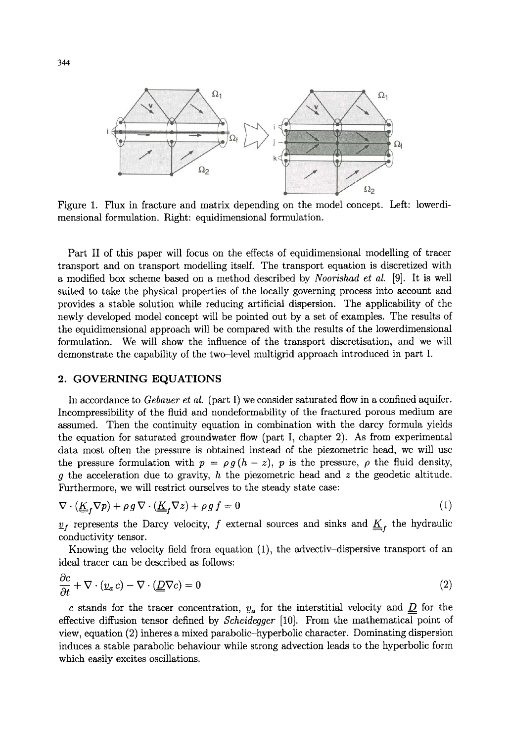Figure 1. Flux in fracture and matrix depending on the model concept. Left: lowerdimensional formulation. Right: equidimensional formulation.

Part II of this paper will focus on the effects of equidimensional modelling of tracer transport and on transport modelling itself. The transport equation is discretized with a modified box scheme based on a method described by *Noorishad et al.* [9]. It is well suited to take the physical properties of the locally governing process into account and provides a stable solution while reducing artificial dispersion. The applicability of the newly developed model concept will be pointed out by a set of examples. The results of the equidimensional approach will be compared with the results of the lowerdimensional formulation. We will show the influence of the transport discretisation, and we will demonstrate the capability of the two–level multigrid approach introduced in part I.

## 2. GOVERNING EQUATIONS

In accordance to *Gebauer et al.* (part I) we consider saturated flow in a confined aquifer. Incompressibility of the fluid and nondeformability of the fractured porous medium are assumed. Then the continuity equation in combination with the darcy formula yields the equation for saturated groundwater flow (part I, chapter 2). As from experimental data most often the pressure is obtained instead of the piezometric head, we will use the pressure formulation with $p = \rho g (h - z)$, $p$ is the pressure, $\rho$ the fluid density, $g$ the acceleration due to gravity, $h$ the piezometric head and $z$ the geodetic altitude. Furthermore, we will restrict ourselves to the steady state case:

$$\nabla \cdot (\underline{\underline{K}}_f \nabla p) + \rho g \nabla \cdot (\underline{\underline{K}}_f \nabla z) + \rho g f = 0 \tag{1}$$

$\underline{v}_f$ represents the Darcy velocity, $f$ external sources and sinks and $\underline{\underline{K}}_f$ the hydraulic conductivity tensor.

Knowing the velocity field from equation (1), the advectiv–dispersive transport of an ideal tracer can be described as follows:

$$\frac{\partial c}{\partial t} + \nabla \cdot (\underline{v}_a c) - \nabla \cdot (\underline{\underline{D}} \nabla c) = 0 \tag{2}$$

$c$ stands for the tracer concentration, $\underline{v}_a$ for the interstitial velocity and $\underline{\underline{D}}$ for the effective diffusion tensor defined by *Scheidegger* [10]. From the mathematical point of view, equation (2) inheres a mixed parabolic–hyperbolic character. Dominating dispersion induces a stable parabolic behaviour while strong advection leads to the hyperbolic form which easily excites oscillations.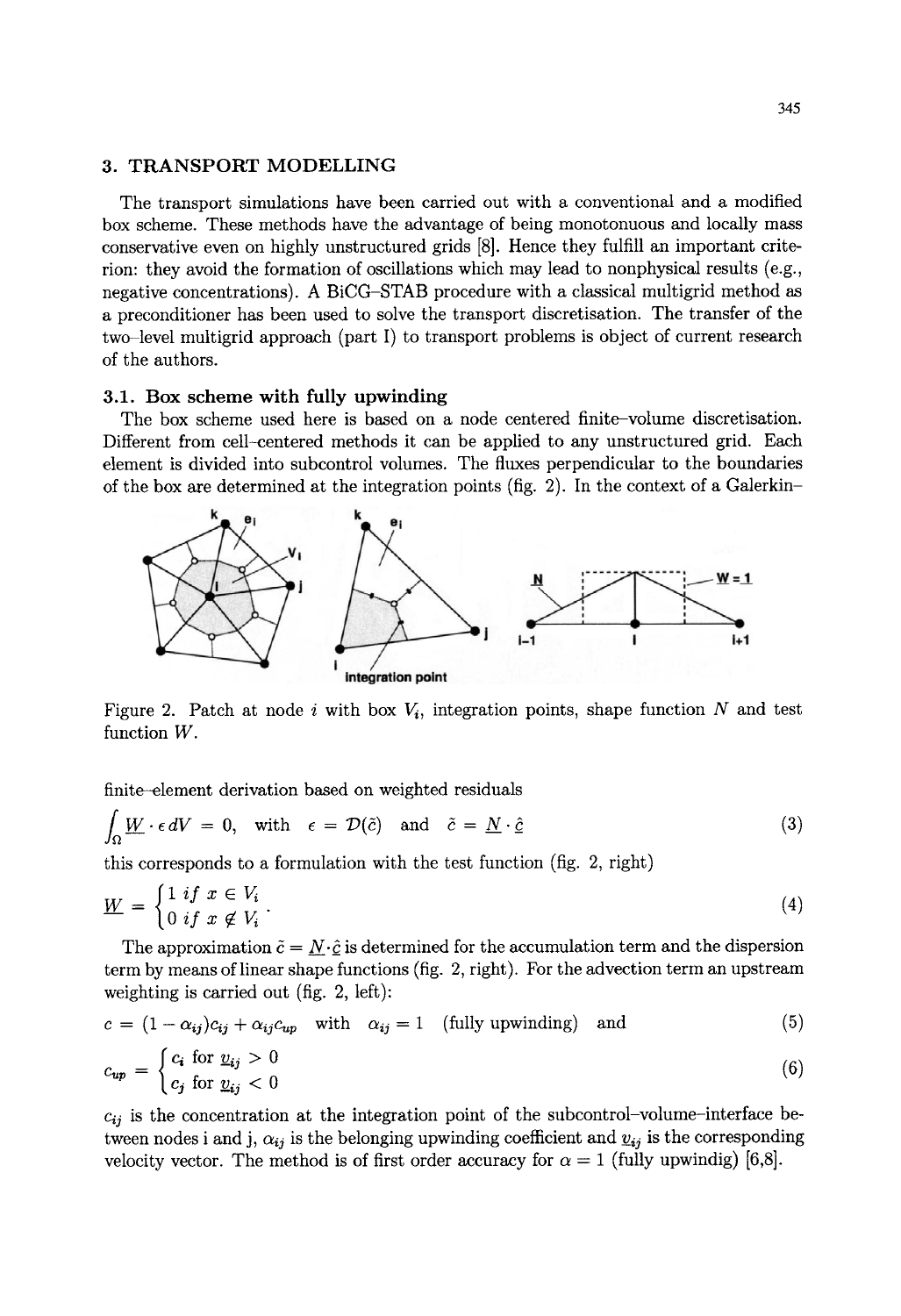## 3. TRANSPORT MODELLING

The transport simulations have been carried out with a conventional and a modified box scheme. These methods have the advantage of being monotonuous and locally mass conservative even on highly unstructured grids [8]. Hence they fulfill an important criterion: they avoid the formation of oscillations which may lead to nonphysical results (e.g., negative concentrations). A BiCG–STAB procedure with a classical multigrid method as a preconditioner has been used to solve the transport discretisation. The transfer of the two–level multigrid approach (part I) to transport problems is object of current research of the authors.

### 3.1. Box scheme with fully upwinding

The box scheme used here is based on a node centered finite–volume discretisation. Different from cell–centered methods it can be applied to any unstructured grid. Each element is divided into subcontrol volumes. The fluxes perpendicular to the boundaries of the box are determined at the integration points (fig. 2). In the context of a Galerkin–finite–element derivation based on weighted residuals

Figure 2. Patch at node $i$ with box $V_i$, integration points, shape function $N$ and test function $W$.

$$\int_{\Omega} \underline{W} \cdot \epsilon \, dV = 0, \quad \text{with} \quad \epsilon = \mathcal{D}(\tilde{c}) \quad \text{and} \quad \tilde{c} = \underline{N} \cdot \underline{\hat{c}} \tag{3}$$

this corresponds to a formulation with the test function (fig. 2, right)

$$\underline{W} = \begin{cases} 1 \; if \; x \in V_i \\ 0 \; if \; x \notin V_i \end{cases} . \tag{4}$$

The approximation $\tilde{c} = \underline{N} \cdot \underline{\hat{c}}$ is determined for the accumulation term and the dispersion term by means of linear shape functions (fig. 2, right). For the advection term an upstream weighting is carried out (fig. 2, left):

$$c = (1 - \alpha_{ij}) c_{ij} + \alpha_{ij} c_{up} \quad \text{with} \quad \alpha_{ij} = 1 \quad \text{(fully upwinding)} \quad \text{and} \tag{5}$$

$$c_{up} = \begin{cases} c_i \text{ for } \underline{v}_{ij} > 0 \\ c_j \text{ for } \underline{v}_{ij} < 0 \end{cases} \tag{6}$$

$c_{ij}$ is the concentration at the integration point of the subcontrol–volume–interface between nodes i and j, $\alpha_{ij}$ is the belonging upwinding coefficient and $\underline{v}_{ij}$ is the corresponding velocity vector. The method is of first order accuracy for $\alpha = 1$ (fully upwindig) [6,8].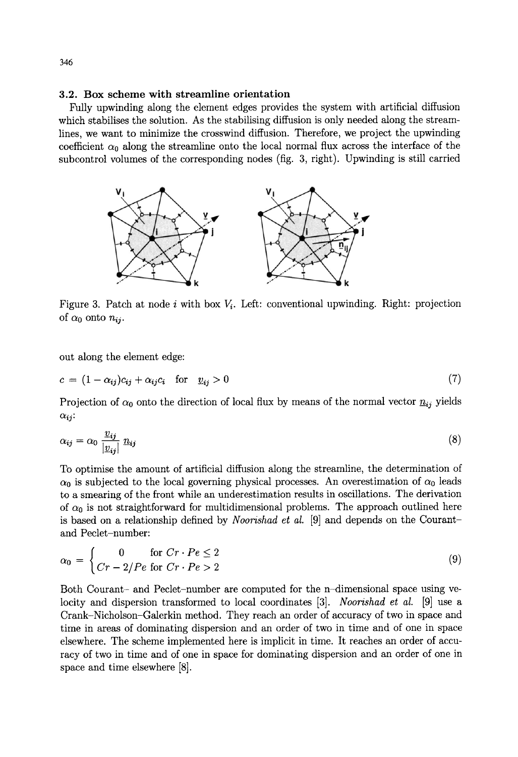### 3.2. Box scheme with streamline orientation

Fully upwinding along the element edges provides the system with artificial diffusion which stabilises the solution. As the stabilising diffusion is only needed along the streamlines, we want to minimize the crosswind diffusion. Therefore, we project the upwinding coefficient $\alpha_0$ along the streamline onto the local normal flux across the interface of the subcontrol volumes of the corresponding nodes (fig. 3, right). Upwinding is still carried

Figure 3. Patch at node $i$ with box $V_i$. Left: conventional upwinding. Right: projection of $\alpha_0$ onto $n_{ij}$.

out along the element edge:

$$c = (1 - \alpha_{ij})c_{ij} + \alpha_{ij}c_i \quad \text{for} \quad \underline{v}_{ij} > 0 \tag{7}$$

Projection of $\alpha_0$ onto the direction of local flux by means of the normal vector $\underline{n}_{ij}$ yields $\alpha_{ij}$:

$$\alpha_{ij} = \alpha_0 \frac{\underline{v}_{ij}}{|\underline{v}_{ij}|} \underline{n}_{ij} \tag{8}$$

To optimise the amount of artificial diffusion along the streamline, the determination of $\alpha_0$ is subjected to the local governing physical processes. An overestimation of $\alpha_0$ leads to a smearing of the front while an underestimation results in oscillations. The derivation of $\alpha_0$ is not straightforward for multidimensional problems. The approach outlined here is based on a relationship defined by *Noorishad et al.* [9] and depends on the Courant- and Peclet-number:

$$\alpha_0 = \begin{cases} 0 & \text{for } Cr \cdot Pe \leq 2 \\ Cr - 2/Pe & \text{for } Cr \cdot Pe > 2 \end{cases} \tag{9}$$

Both Courant- and Peclet-number are computed for the n-dimensional space using velocity and dispersion transformed to local coordinates [3]. *Noorishad et al.* [9] use a Crank-Nicholson-Galerkin method. They reach an order of accuracy of two in space and time in areas of dominating dispersion and an order of two in time and of one in space elsewhere. The scheme implemented here is implicit in time. It reaches an order of accuracy of two in time and of one in space for dominating dispersion and an order of one in space and time elsewhere [8].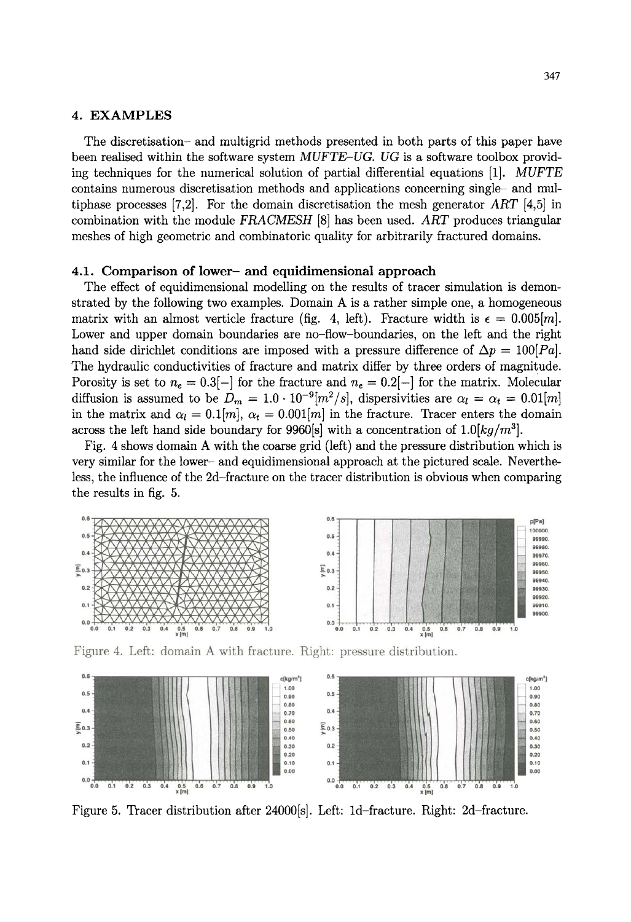## 4. EXAMPLES

The discretisation– and multigrid methods presented in both parts of this paper have been realised within the software system *MUFTE-UG*. *UG* is a software toolbox providing techniques for the numerical solution of partial differential equations [1]. *MUFTE* contains numerous discretisation methods and applications concerning single– and multiphase processes [7,2]. For the domain discretisation the mesh generator *ART* [4,5] in combination with the module *FRACMESH* [8] has been used. *ART* produces triangular meshes of high geometric and combinatoric quality for arbitrarily fractured domains.

### 4.1. Comparison of lower– and equidimensional approach

The effect of equidimensional modelling on the results of tracer simulation is demonstrated by the following two examples. Domain A is a rather simple one, a homogeneous matrix with an almost verticle fracture (fig. 4, left). Fracture width is $\epsilon = 0.005[m]$. Lower and upper domain boundaries are no–flow–boundaries, on the left and the right hand side dirichlet conditions are imposed with a pressure difference of $\Delta p = 100[Pa]$. The hydraulic conductivities of fracture and matrix differ by three orders of magnitude. Porosity is set to $n_e = 0.3[-]$ for the fracture and $n_e = 0.2[-]$ for the matrix. Molecular diffusion is assumed to be $D_m = 1.0 \cdot 10^{-9}[m^2/s]$, dispersivities are $\alpha_l = \alpha_t = 0.01[m]$ in the matrix and $\alpha_l = 0.1[m]$, $\alpha_t = 0.001[m]$ in the fracture. Tracer enters the domain across the left hand side boundary for 9960[s] with a concentration of $1.0[kg/m^3]$.

Fig. 4 shows domain A with the coarse grid (left) and the pressure distribution which is very similar for the lower– and equidimensional approach at the pictured scale. Nevertheless, the influence of the 2d–fracture on the tracer distribution is obvious when comparing the results in fig. 5.

Figure 4. Left: domain A with fracture. Right: pressure distribution.

Figure 5. Tracer distribution after 24000[s]. Left: 1d–fracture. Right: 2d–fracture.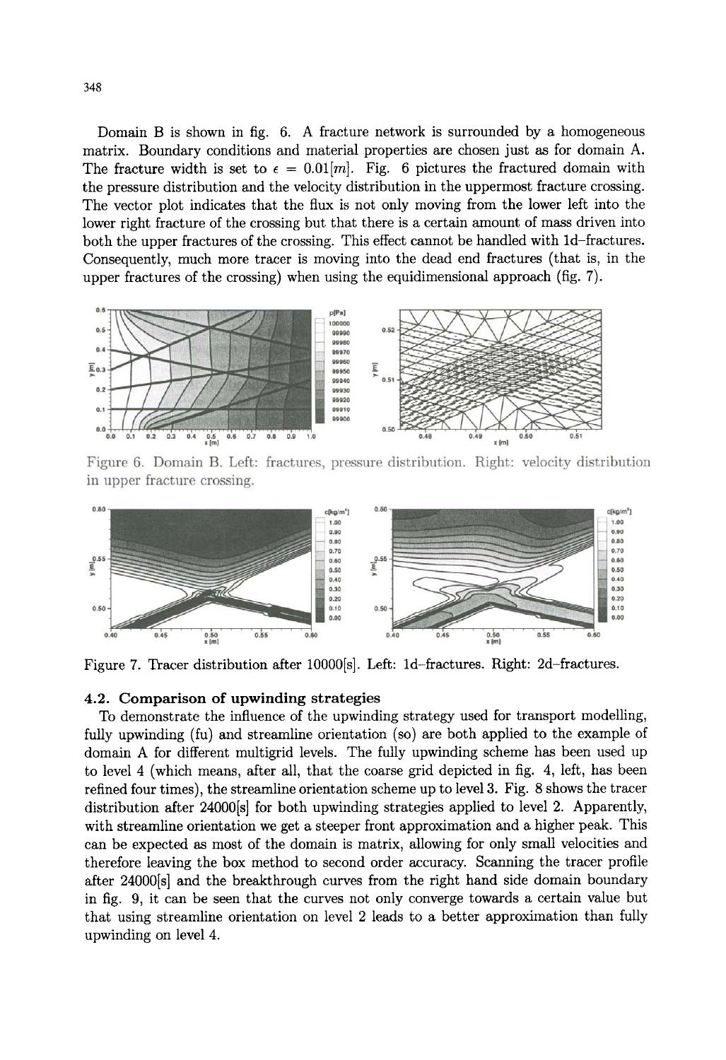Domain B is shown in fig. 6. A fracture network is surrounded by a homogeneous matrix. Boundary conditions and material properties are chosen just as for domain A. The fracture width is set to $\epsilon = 0.01[m]$. Fig. 6 pictures the fractured domain with the pressure distribution and the velocity distribution in the uppermost fracture crossing. The vector plot indicates that the flux is not only moving from the lower left into the lower right fracture of the crossing but that there is a certain amount of mass driven into both the upper fractures of the crossing. This effect cannot be handled with 1d–fractures. Consequently, much more tracer is moving into the dead end fractures (that is, in the upper fractures of the crossing) when using the equidimensional approach (fig. 7).

Figure 6. Domain B. Left: fractures, pressure distribution. Right: velocity distribution in upper fracture crossing.

Figure 7. Tracer distribution after 10000[s]. Left: 1d–fractures. Right: 2d–fractures.

### 4.2. Comparison of upwinding strategies

To demonstrate the influence of the upwinding strategy used for transport modelling, fully upwinding (fu) and streamline orientation (so) are both applied to the example of domain A for different multigrid levels. The fully upwinding scheme has been used up to level 4 (which means, after all, that the coarse grid depicted in fig. 4, left, has been refined four times), the streamline orientation scheme up to level 3. Fig. 8 shows the tracer distribution after 24000[s] for both upwinding strategies applied to level 2. Apparently, with streamline orientation we get a steeper front approximation and a higher peak. This can be expected as most of the domain is matrix, allowing for only small velocities and therefore leaving the box method to second order accuracy. Scanning the tracer profile after 24000[s] and the breakthrough curves from the right hand side domain boundary in fig. 9, it can be seen that the curves not only converge towards a certain value but that using streamline orientation on level 2 leads to a better approximation than fully upwinding on level 4.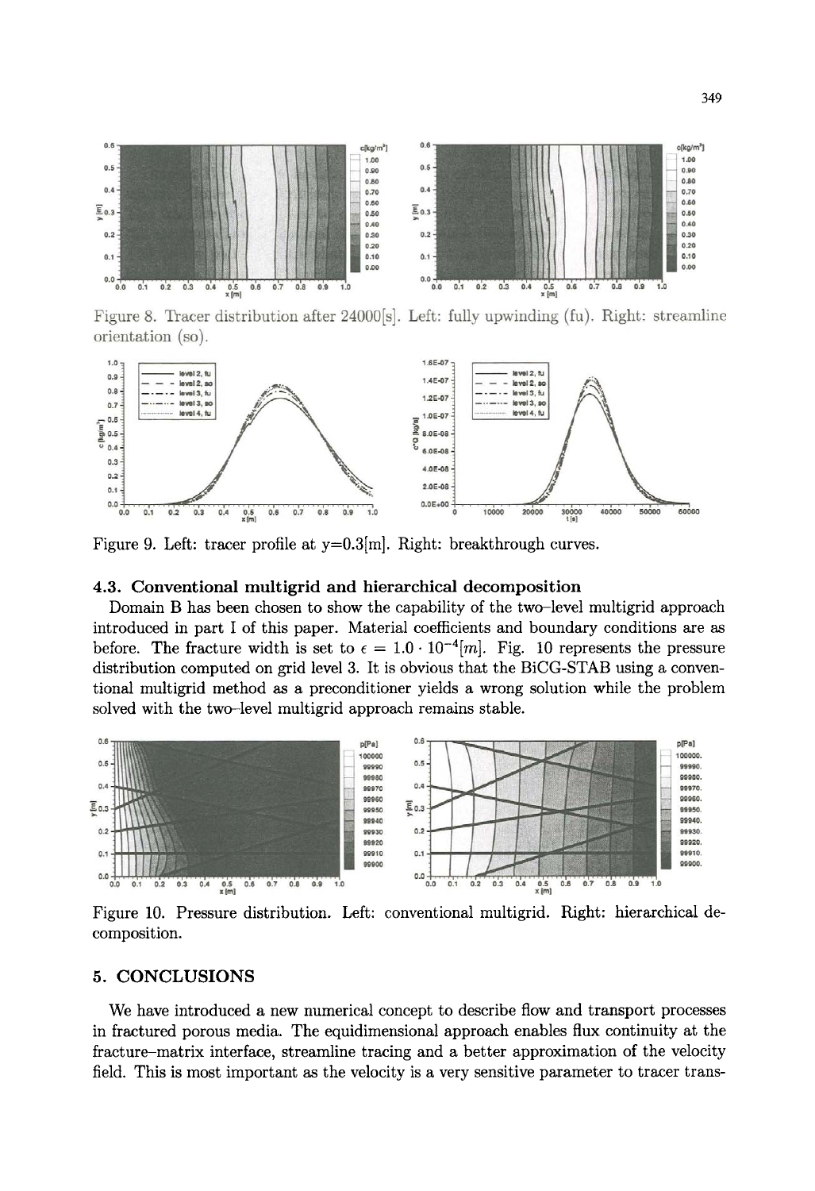Figure 8. Tracer distribution after 24000[s]. Left: fully upwinding (fu). Right: streamline orientation (so).

Figure 9. Left: tracer profile at y=0.3[m]. Right: breakthrough curves.

### 4.3. Conventional multigrid and hierarchical decomposition

Domain B has been chosen to show the capability of the two–level multigrid approach introduced in part I of this paper. Material coefficients and boundary conditions are as before. The fracture width is set to $\epsilon = 1.0 \cdot 10^{-4}[m]$. Fig. 10 represents the pressure distribution computed on grid level 3. It is obvious that the BiCG-STAB using a conventional multigrid method as a preconditioner yields a wrong solution while the problem solved with the two–level multigrid approach remains stable.

Figure 10. Pressure distribution. Left: conventional multigrid. Right: hierarchical decomposition.

## 5. CONCLUSIONS

We have introduced a new numerical concept to describe flow and transport processes in fractured porous media. The equidimensional approach enables flux continuity at the fracture–matrix interface, streamline tracing and a better approximation of the velocity field. This is most important as the velocity is a very sensitive parameter to tracer trans-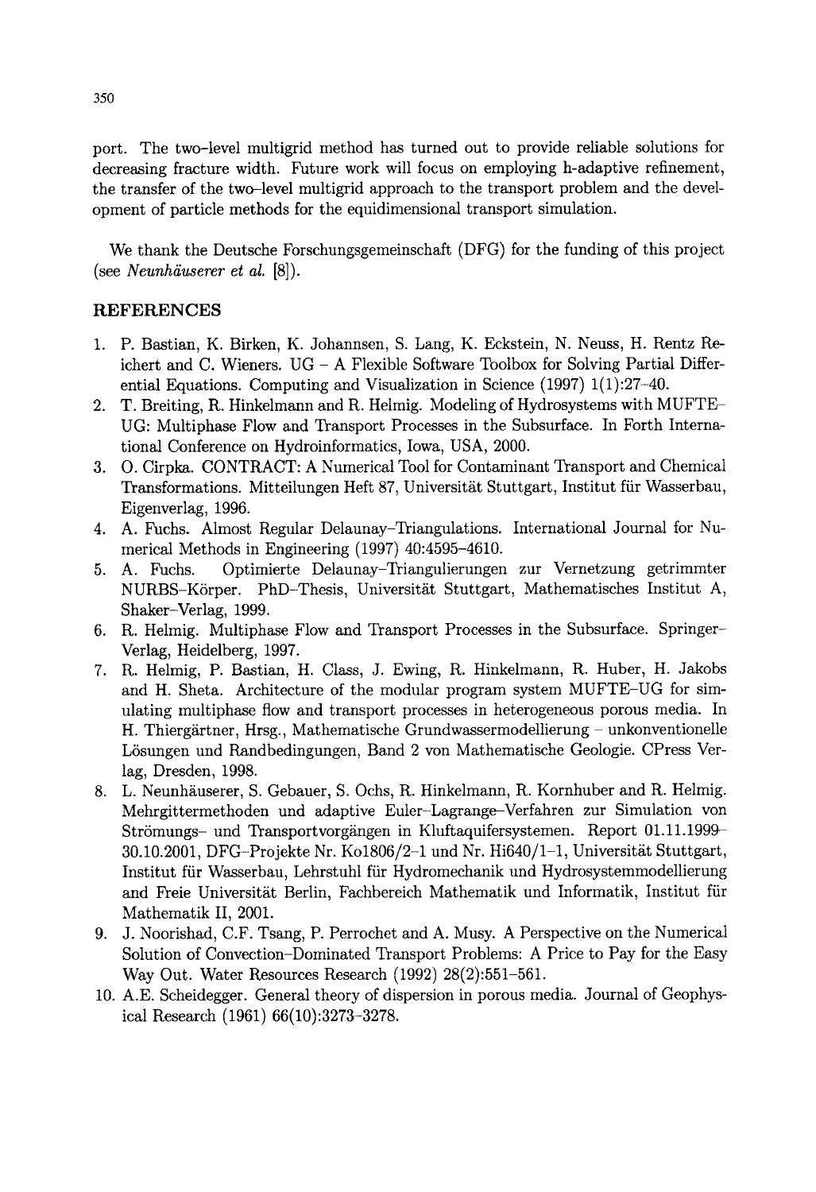port. The two-level multigrid method has turned out to provide reliable solutions for decreasing fracture width. Future work will focus on employing h-adaptive refinement, the transfer of the two-level multigrid approach to the transport problem and the development of particle methods for the equidimensional transport simulation.

We thank the Deutsche Forschungsgemeinschaft (DFG) for the funding of this project (see *Neunhäuserer et al.* [8]).

## REFERENCES

1. P. Bastian, K. Birken, K. Johannsen, S. Lang, K. Eckstein, N. Neuss, H. Rentz Reichert and C. Wieners. UG – A Flexible Software Toolbox for Solving Partial Differential Equations. Computing and Visualization in Science (1997) 1(1):27–40.
2. T. Breiting, R. Hinkelmann and R. Helmig. Modeling of Hydrosystems with MUFTE–UG: Multiphase Flow and Transport Processes in the Subsurface. In Forth International Conference on Hydroinformatics, Iowa, USA, 2000.
3. O. Cirpka. CONTRACT: A Numerical Tool for Contaminant Transport and Chemical Transformations. Mitteilungen Heft 87, Universität Stuttgart, Institut für Wasserbau, Eigenverlag, 1996.
4. A. Fuchs. Almost Regular Delaunay-Triangulations. International Journal for Numerical Methods in Engineering (1997) 40:4595–4610.
5. A. Fuchs. Optimierte Delaunay–Triangulierungen zur Vernetzung getrimmter NURBS–Körper. PhD–Thesis, Universität Stuttgart, Mathematisches Institut A, Shaker–Verlag, 1999.
6. R. Helmig. Multiphase Flow and Transport Processes in the Subsurface. Springer–Verlag, Heidelberg, 1997.
7. R. Helmig, P. Bastian, H. Class, J. Ewing, R. Hinkelmann, R. Huber, H. Jakobs and H. Sheta. Architecture of the modular program system MUFTE–UG for simulating multiphase flow and transport processes in heterogeneous porous media. In H. Thiergärtner, Hrsg., Mathematische Grundwassermodellierung – unkonventionelle Lösungen und Randbedingungen, Band 2 von Mathematische Geologie. CPress Verlag, Dresden, 1998.
8. L. Neunhäuserer, S. Gebauer, S. Ochs, R. Hinkelmann, R. Kornhuber and R. Helmig. Mehrgittermethoden und adaptive Euler–Lagrange–Verfahren zur Simulation von Strömungs- und Transportvorgängen in Kluftaquifersystemen. Report 01.11.1999–30.10.2001, DFG–Projekte Nr. Ko1806/2–1 und Nr. Hi640/1–1, Universität Stuttgart, Institut für Wasserbau, Lehrstuhl für Hydromechanik und Hydrosystemmodellierung and Freie Universität Berlin, Fachbereich Mathematik und Informatik, Institut für Mathematik II, 2001.
9. J. Noorishad, C.F. Tsang, P. Perrochet and A. Musy. A Perspective on the Numerical Solution of Convection–Dominated Transport Problems: A Price to Pay for the Easy Way Out. Water Resources Research (1992) 28(2):551–561.
10. A.E. Scheidegger. General theory of dispersion in porous media. Journal of Geophysical Research (1961) 66(10):3273–3278.